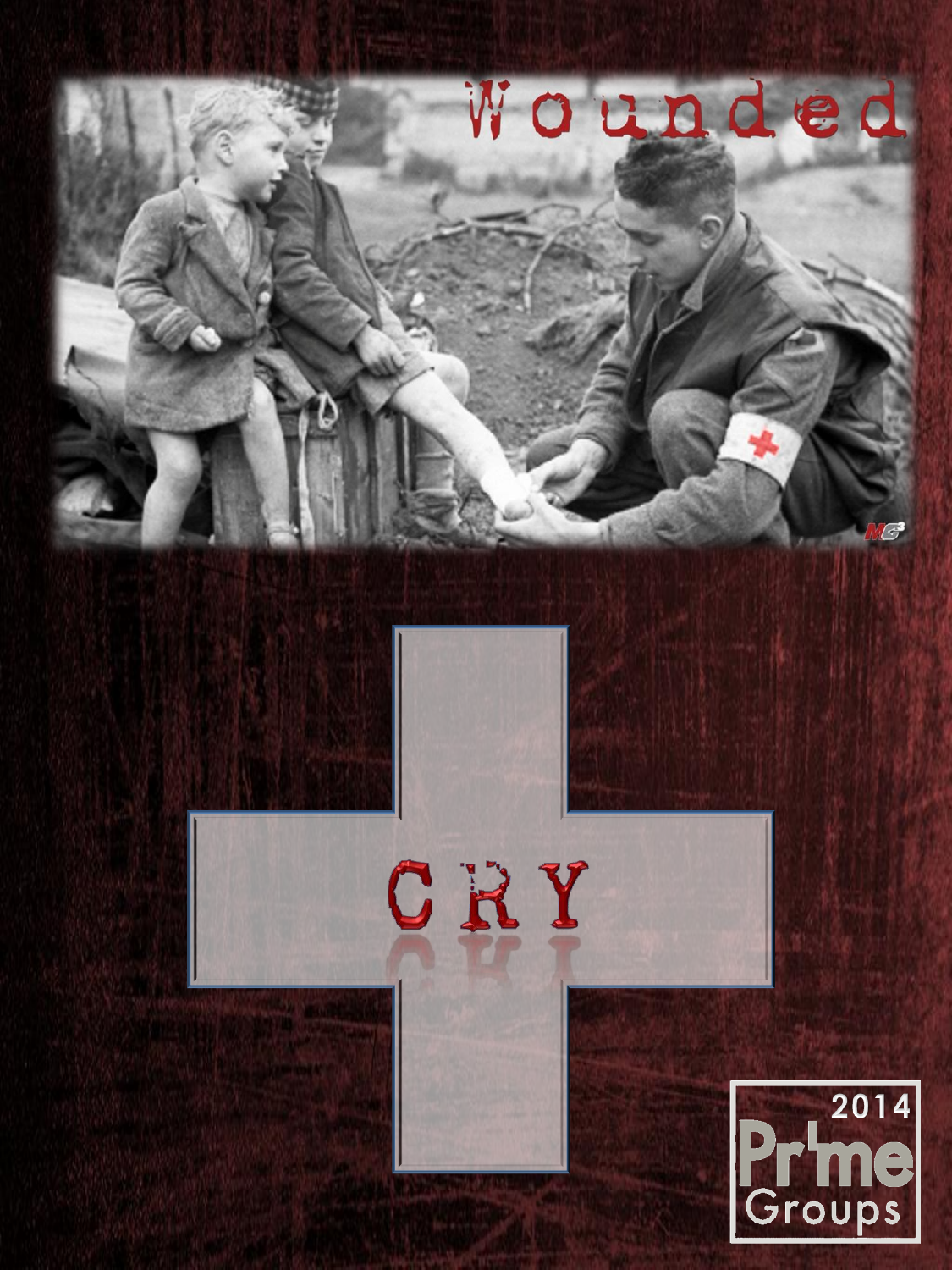# Wounded

# CRY

2014 Pr'me Groups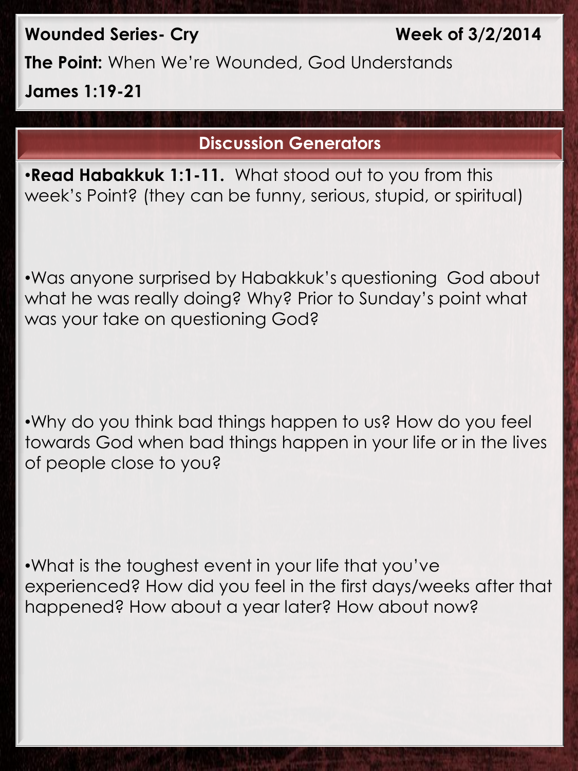**Wounded Series- Cry** **Week of 3/2/2014**

**The Point:** When We're Wounded, God Understands

**James 1:19-21**

## Discussion Generators

- **Read Habakkuk 1:1-11.** What stood out to you from this week's Point? (they can be funny, serious, stupid, or spiritual)

- Was anyone surprised by Habakkuk's questioning God about what he was really doing? Why? Prior to Sunday's point what was your take on questioning God?

- Why do you think bad things happen to us? How do you feel towards God when bad things happen in your life or in the lives of people close to you?

- What is the toughest event in your life that you've experienced? How did you feel in the first days/weeks after that happened? How about a year later? How about now?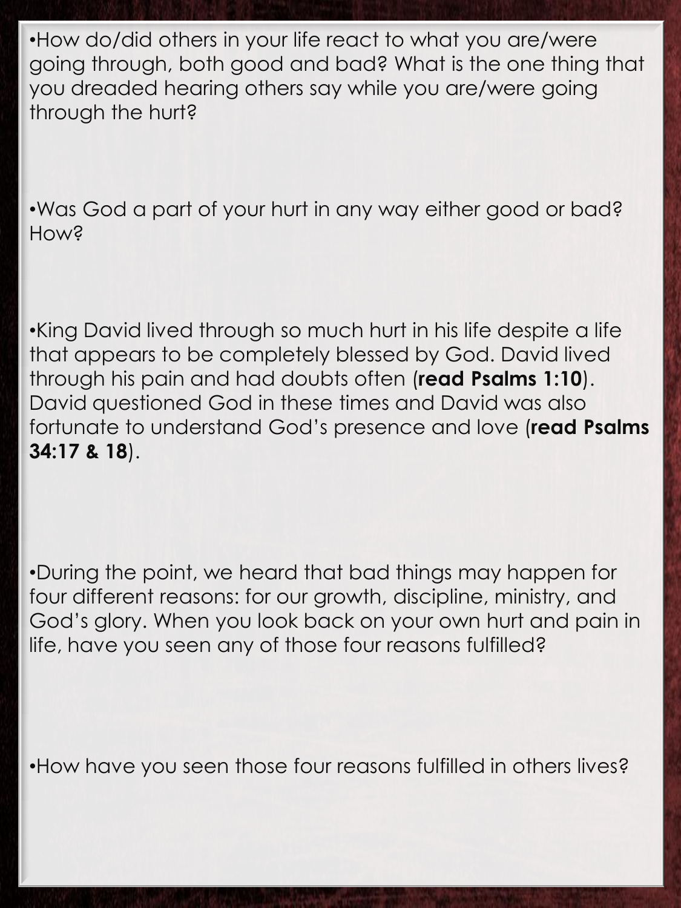- How do/did others in your life react to what you are/were going through, both good and bad? What is the one thing that you dreaded hearing others say while you are/were going through the hurt?

- Was God a part of your hurt in any way either good or bad? How?

- King David lived through so much hurt in his life despite a life that appears to be completely blessed by God. David lived through his pain and had doubts often (**read Psalms 1:10**). David questioned God in these times and David was also fortunate to understand God's presence and love (**read Psalms 34:17 & 18**).

- During the point, we heard that bad things may happen for four different reasons: for our growth, discipline, ministry, and God's glory. When you look back on your own hurt and pain in life, have you seen any of those four reasons fulfilled?

- How have you seen those four reasons fulfilled in others lives?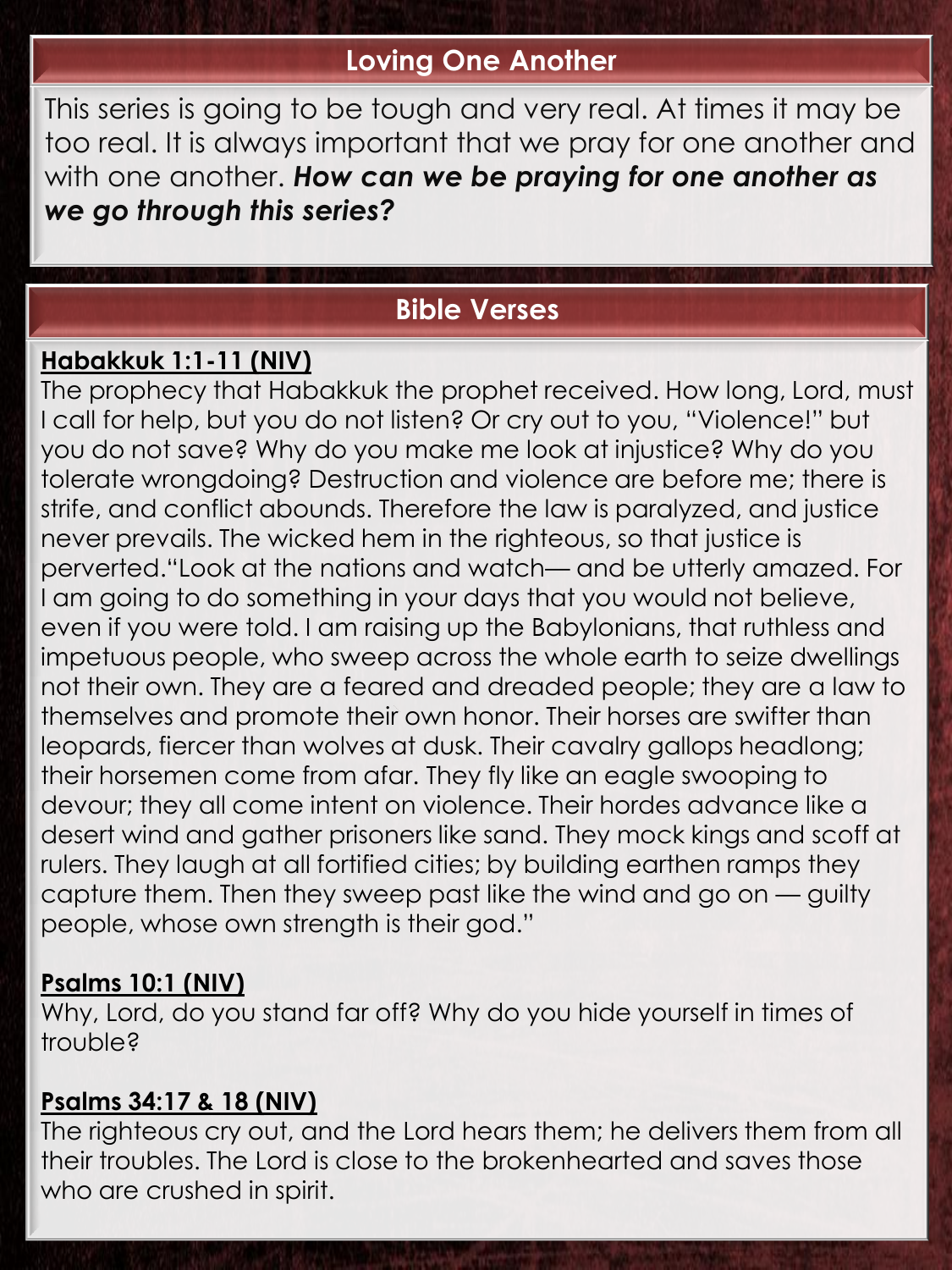## Loving One Another

This series is going to be tough and very real. At times it may be too real. It is always important that we pray for one another and with one another. ***How can we be praying for one another as we go through this series?***

## Bible Verses

**Habakkuk 1:1-11 (NIV)**

The prophecy that Habakkuk the prophet received. How long, Lord, must I call for help, but you do not listen? Or cry out to you, "Violence!" but you do not save? Why do you make me look at injustice? Why do you tolerate wrongdoing? Destruction and violence are before me; there is strife, and conflict abounds. Therefore the law is paralyzed, and justice never prevails. The wicked hem in the righteous, so that justice is perverted."Look at the nations and watch— and be utterly amazed. For I am going to do something in your days that you would not believe, even if you were told. I am raising up the Babylonians, that ruthless and impetuous people, who sweep across the whole earth to seize dwellings not their own. They are a feared and dreaded people; they are a law to themselves and promote their own honor. Their horses are swifter than leopards, fiercer than wolves at dusk. Their cavalry gallops headlong; their horsemen come from afar. They fly like an eagle swooping to devour; they all come intent on violence. Their hordes advance like a desert wind and gather prisoners like sand. They mock kings and scoff at rulers. They laugh at all fortified cities; by building earthen ramps they capture them. Then they sweep past like the wind and go on — guilty people, whose own strength is their god."

**Psalms 10:1 (NIV)**

Why, Lord, do you stand far off? Why do you hide yourself in times of trouble?

**Psalms 34:17 & 18 (NIV)**

The righteous cry out, and the Lord hears them; he delivers them from all their troubles. The Lord is close to the brokenhearted and saves those who are crushed in spirit.